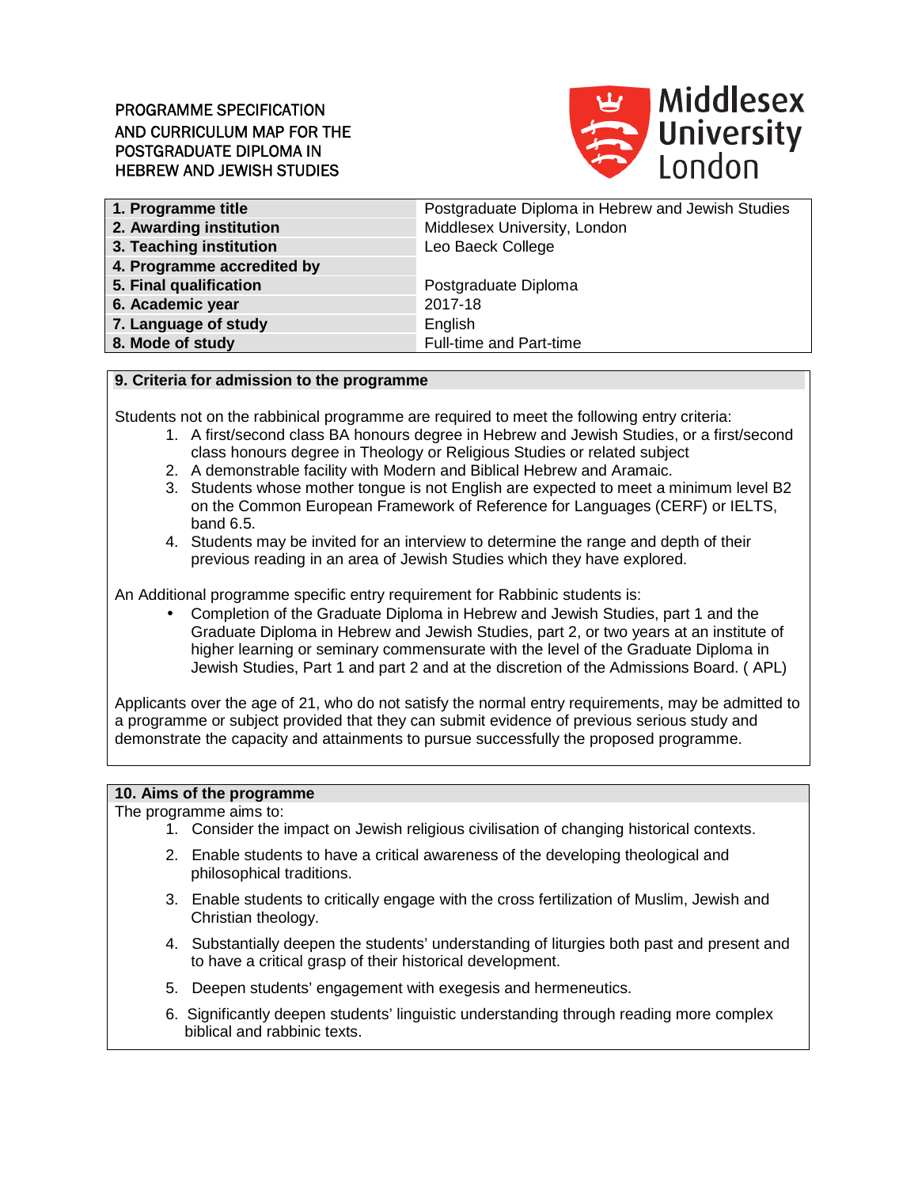# PROGRAMME SPECIFICATION AND CURRICULUM MAP FOR THE POSTGRADUATE DIPLOMA IN HEBREW AND JEWISH STUDIES

Middlesex University London

| | |
|---|---|
| **1. Programme title** | Postgraduate Diploma in Hebrew and Jewish Studies |
| **2. Awarding institution** | Middlesex University, London |
| **3. Teaching institution** | Leo Baeck College |
| **4. Programme accredited by** | |
| **5. Final qualification** | Postgraduate Diploma |
| **6. Academic year** | 2017-18 |
| **7. Language of study** | English |
| **8. Mode of study** | Full-time and Part-time |

## 9. Criteria for admission to the programme

Students not on the rabbinical programme are required to meet the following entry criteria:

1. A first/second class BA honours degree in Hebrew and Jewish Studies, or a first/second class honours degree in Theology or Religious Studies or related subject
2. A demonstrable facility with Modern and Biblical Hebrew and Aramaic.
3. Students whose mother tongue is not English are expected to meet a minimum level B2 on the Common European Framework of Reference for Languages (CERF) or IELTS, band 6.5.
4. Students may be invited for an interview to determine the range and depth of their previous reading in an area of Jewish Studies which they have explored.

An Additional programme specific entry requirement for Rabbinic students is:

- Completion of the Graduate Diploma in Hebrew and Jewish Studies, part 1 and the Graduate Diploma in Hebrew and Jewish Studies, part 2, or two years at an institute of higher learning or seminary commensurate with the level of the Graduate Diploma in Jewish Studies, Part 1 and part 2 and at the discretion of the Admissions Board. ( APL)

Applicants over the age of 21, who do not satisfy the normal entry requirements, may be admitted to a programme or subject provided that they can submit evidence of previous serious study and demonstrate the capacity and attainments to pursue successfully the proposed programme.

## 10. Aims of the programme

The programme aims to:

1. Consider the impact on Jewish religious civilisation of changing historical contexts.
2. Enable students to have a critical awareness of the developing theological and philosophical traditions.
3. Enable students to critically engage with the cross fertilization of Muslim, Jewish and Christian theology.
4. Substantially deepen the students' understanding of liturgies both past and present and to have a critical grasp of their historical development.
5. Deepen students' engagement with exegesis and hermeneutics.
6. Significantly deepen students' linguistic understanding through reading more complex biblical and rabbinic texts.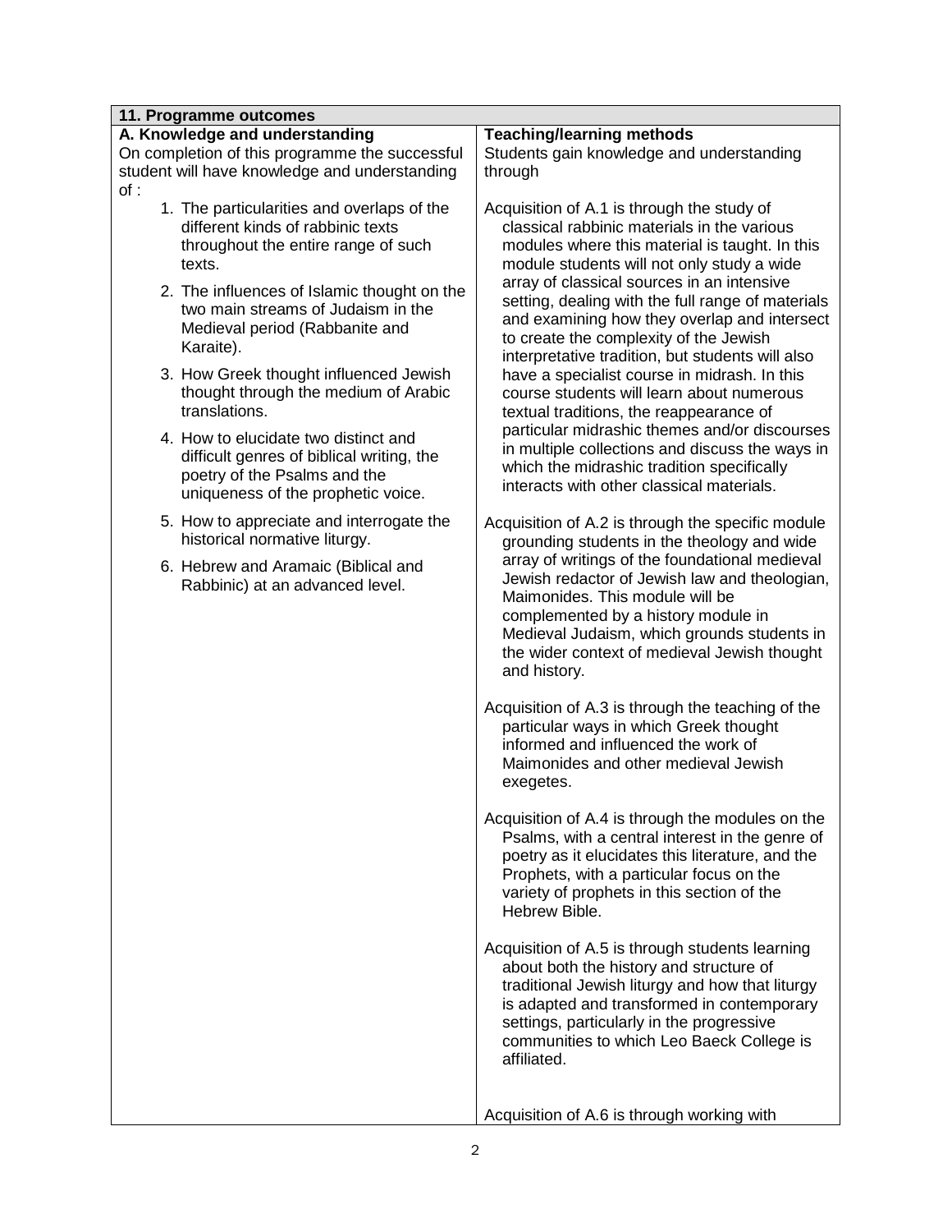**11. Programme outcomes**

| A. Knowledge and understanding | Teaching/learning methods |
|---|---|
| On completion of this programme the successful student will have knowledge and understanding of :<br><br>1. The particularities and overlaps of the different kinds of rabbinic texts throughout the entire range of such texts.<br>2. The influences of Islamic thought on the two main streams of Judaism in the Medieval period (Rabbanite and Karaite).<br>3. How Greek thought influenced Jewish thought through the medium of Arabic translations.<br>4. How to elucidate two distinct and difficult genres of biblical writing, the poetry of the Psalms and the uniqueness of the prophetic voice.<br>5. How to appreciate and interrogate the historical normative liturgy.<br>6. Hebrew and Aramaic (Biblical and Rabbinic) at an advanced level. | Students gain knowledge and understanding through<br><br>Acquisition of A.1 is through the study of classical rabbinic materials in the various modules where this material is taught. In this module students will not only study a wide array of classical sources in an intensive setting, dealing with the full range of materials and examining how they overlap and intersect to create the complexity of the Jewish interpretative tradition, but students will also have a specialist course in midrash. In this course students will learn about numerous textual traditions, the reappearance of particular midrashic themes and/or discourses in multiple collections and discuss the ways in which the midrashic tradition specifically interacts with other classical materials.<br><br>Acquisition of A.2 is through the specific module grounding students in the theology and wide array of writings of the foundational medieval Jewish redactor of Jewish law and theologian, Maimonides. This module will be complemented by a history module in Medieval Judaism, which grounds students in the wider context of medieval Jewish thought and history.<br><br>Acquisition of A.3 is through the teaching of the particular ways in which Greek thought informed and influenced the work of Maimonides and other medieval Jewish exegetes.<br><br>Acquisition of A.4 is through the modules on the Psalms, with a central interest in the genre of poetry as it elucidates this literature, and the Prophets, with a particular focus on the variety of prophets in this section of the Hebrew Bible.<br><br>Acquisition of A.5 is through students learning about both the history and structure of traditional Jewish liturgy and how that liturgy is adapted and transformed in contemporary settings, particularly in the progressive communities to which Leo Baeck College is affiliated.<br><br>Acquisition of A.6 is through working with |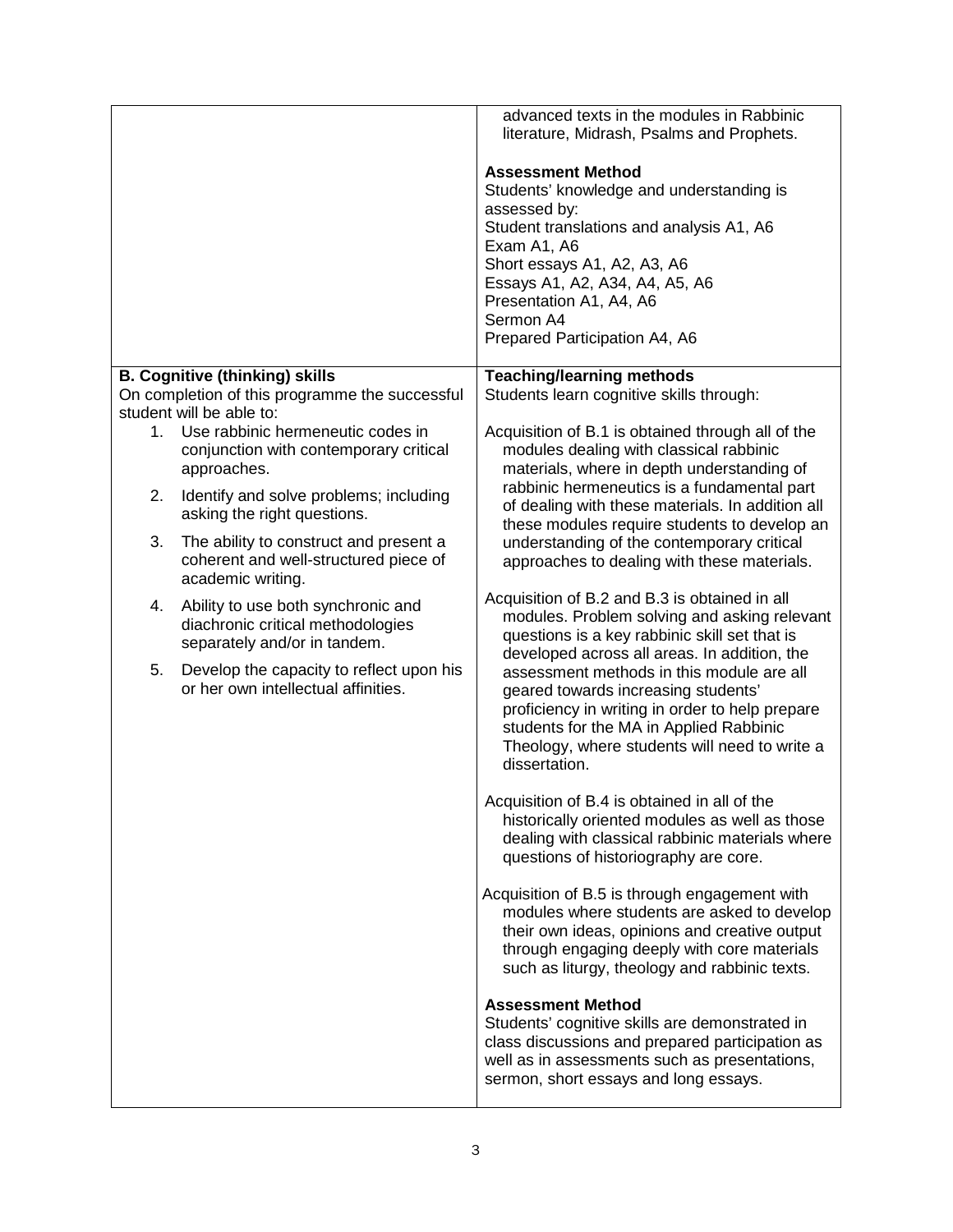| | |
|---|---|
| | advanced texts in the modules in Rabbinic literature, Midrash, Psalms and Prophets.<br><br>**Assessment Method**<br>Students' knowledge and understanding is assessed by:<br>Student translations and analysis A1, A6<br>Exam A1, A6<br>Short essays A1, A2, A3, A6<br>Essays A1, A2, A34, A4, A5, A6<br>Presentation A1, A4, A6<br>Sermon A4<br>Prepared Participation A4, A6 |
| **B. Cognitive (thinking) skills**<br>On completion of this programme the successful student will be able to:<br>1. Use rabbinic hermeneutic codes in conjunction with contemporary critical approaches.<br>2. Identify and solve problems; including asking the right questions.<br>3. The ability to construct and present a coherent and well-structured piece of academic writing.<br>4. Ability to use both synchronic and diachronic critical methodologies separately and/or in tandem.<br>5. Develop the capacity to reflect upon his or her own intellectual affinities. | **Teaching/learning methods**<br>Students learn cognitive skills through:<br><br>Acquisition of B.1 is obtained through all of the modules dealing with classical rabbinic materials, where in depth understanding of rabbinic hermeneutics is a fundamental part of dealing with these materials. In addition all these modules require students to develop an understanding of the contemporary critical approaches to dealing with these materials.<br><br>Acquisition of B.2 and B.3 is obtained in all modules. Problem solving and asking relevant questions is a key rabbinic skill set that is developed across all areas. In addition, the assessment methods in this module are all geared towards increasing students' proficiency in writing in order to help prepare students for the MA in Applied Rabbinic Theology, where students will need to write a dissertation.<br><br>Acquisition of B.4 is obtained in all of the historically oriented modules as well as those dealing with classical rabbinic materials where questions of historiography are core.<br><br>Acquisition of B.5 is through engagement with modules where students are asked to develop their own ideas, opinions and creative output through engaging deeply with core materials such as liturgy, theology and rabbinic texts.<br><br>**Assessment Method**<br>Students' cognitive skills are demonstrated in class discussions and prepared participation as well as in assessments such as presentations, sermon, short essays and long essays. |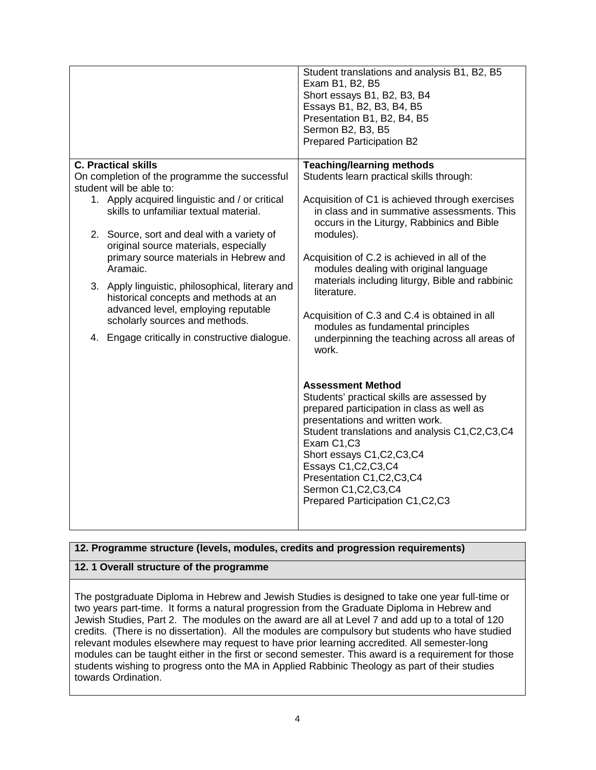| | |
|---|---|
| | Student translations and analysis B1, B2, B5<br>Exam B1, B2, B5<br>Short essays B1, B2, B3, B4<br>Essays B1, B2, B3, B4, B5<br>Presentation B1, B2, B4, B5<br>Sermon B2, B3, B5<br>Prepared Participation B2 |
| **C. Practical skills**<br>On completion of the programme the successful student will be able to:<br>1. Apply acquired linguistic and / or critical skills to unfamiliar textual material.<br>2. Source, sort and deal with a variety of original source materials, especially primary source materials in Hebrew and Aramaic.<br>3. Apply linguistic, philosophical, literary and historical concepts and methods at an advanced level, employing reputable scholarly sources and methods.<br>4. Engage critically in constructive dialogue. | **Teaching/learning methods**<br>Students learn practical skills through:<br><br>Acquisition of C1 is achieved through exercises in class and in summative assessments. This occurs in the Liturgy, Rabbinics and Bible modules).<br><br>Acquisition of C.2 is achieved in all of the modules dealing with original language materials including liturgy, Bible and rabbinic literature.<br><br>Acquisition of C.3 and C.4 is obtained in all modules as fundamental principles underpinning the teaching across all areas of work.<br><br>**Assessment Method**<br>Students' practical skills are assessed by prepared participation in class as well as presentations and written work.<br>Student translations and analysis C1,C2,C3,C4<br>Exam C1,C3<br>Short essays C1,C2,C3,C4<br>Essays C1,C2,C3,C4<br>Presentation C1,C2,C3,C4<br>Sermon C1,C2,C3,C4<br>Prepared Participation C1,C2,C3 |

## 12. Programme structure (levels, modules, credits and progression requirements)

### 12. 1 Overall structure of the programme

The postgraduate Diploma in Hebrew and Jewish Studies is designed to take one year full-time or two years part-time. It forms a natural progression from the Graduate Diploma in Hebrew and Jewish Studies, Part 2. The modules on the award are all at Level 7 and add up to a total of 120 credits. (There is no dissertation). All the modules are compulsory but students who have studied relevant modules elsewhere may request to have prior learning accredited. All semester-long modules can be taught either in the first or second semester. This award is a requirement for those students wishing to progress onto the MA in Applied Rabbinic Theology as part of their studies towards Ordination.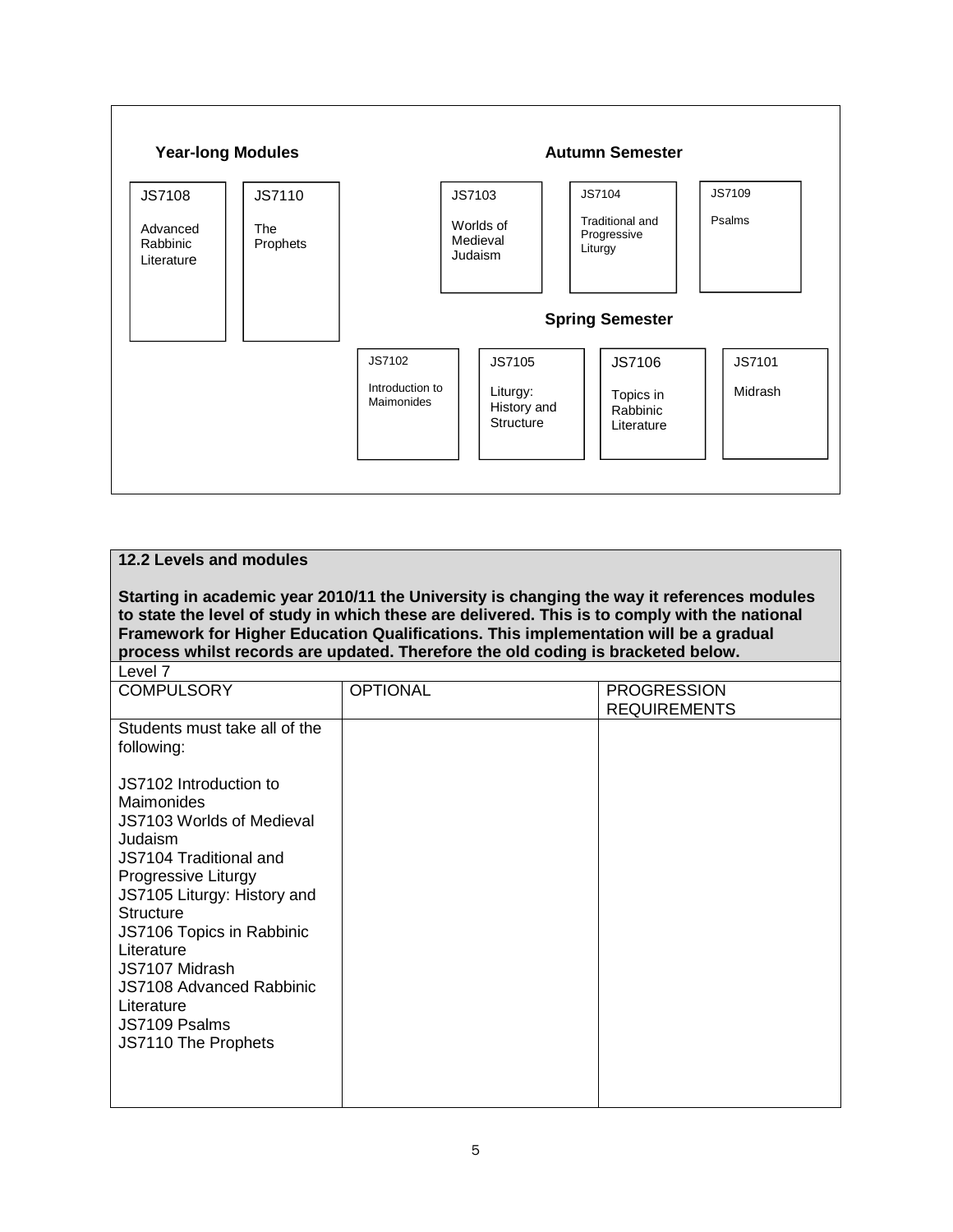**Year-long Modules**

- JS7108 Advanced Rabbinic Literature
- JS7110 The Prophets

**Autumn Semester**

- JS7103 Worlds of Medieval Judaism
- JS7104 Traditional and Progressive Liturgy
- JS7109 Psalms

**Spring Semester**

- JS7102 Introduction to Maimonides
- JS7105 Liturgy: History and Structure
- JS7106 Topics in Rabbinic Literature
- JS7101 Midrash

**12.2 Levels and modules**

**Starting in academic year 2010/11 the University is changing the way it references modules to state the level of study in which these are delivered. This is to comply with the national Framework for Higher Education Qualifications. This implementation will be a gradual process whilst records are updated. Therefore the old coding is bracketed below.**

Level 7

| COMPULSORY | OPTIONAL | PROGRESSION REQUIREMENTS |
|---|---|---|
| Students must take all of the following:<br><br>JS7102 Introduction to Maimonides<br>JS7103 Worlds of Medieval Judaism<br>JS7104 Traditional and Progressive Liturgy<br>JS7105 Liturgy: History and Structure<br>JS7106 Topics in Rabbinic Literature<br>JS7107 Midrash<br>JS7108 Advanced Rabbinic Literature<br>JS7109 Psalms<br>JS7110 The Prophets | | |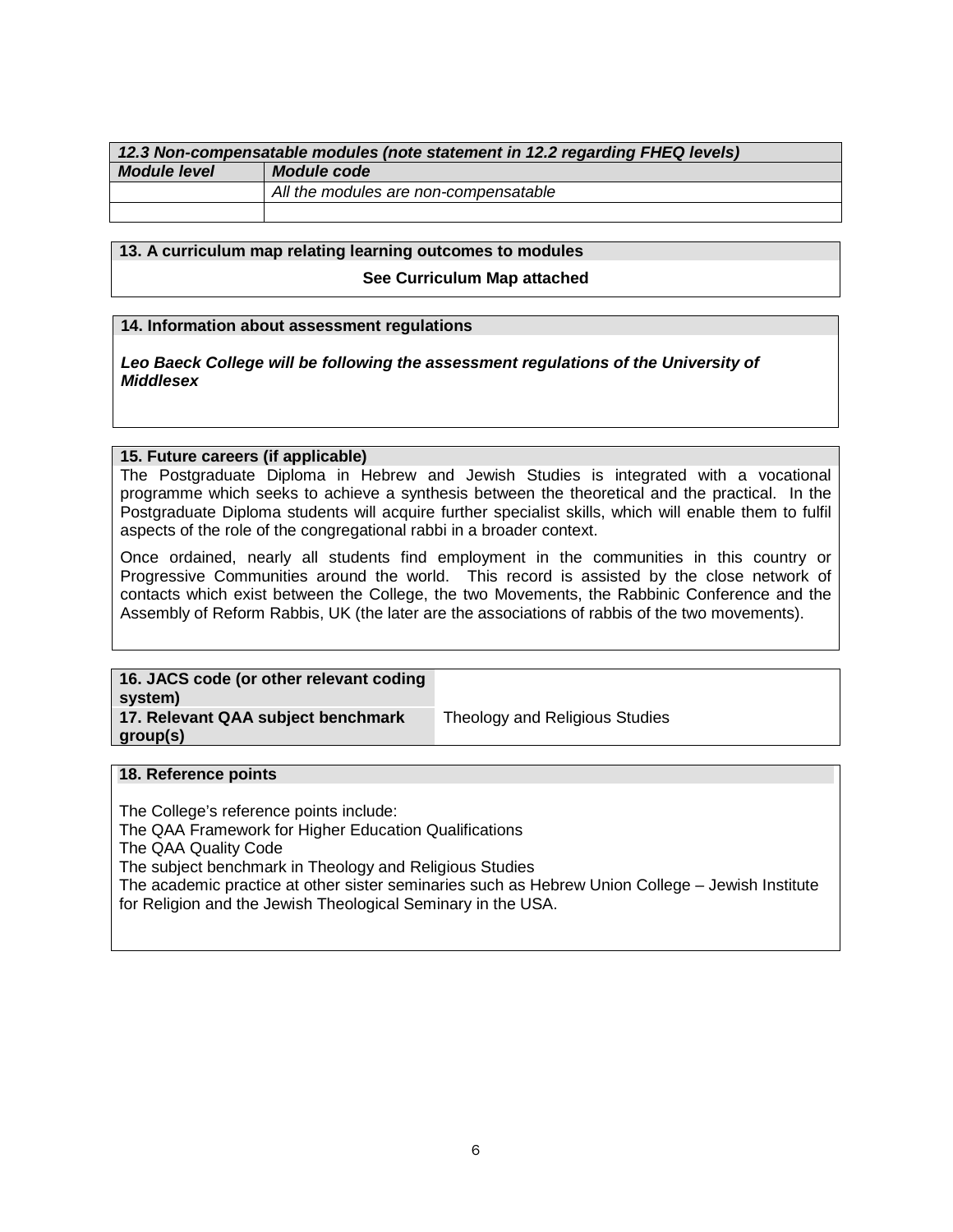| *12.3 Non-compensatable modules (note statement in 12.2 regarding FHEQ levels)* | |
|---|---|
| ***Module level*** | ***Module code*** |
| | *All the modules are non-compensatable* |
| | |

**13. A curriculum map relating learning outcomes to modules**

**See Curriculum Map attached**

**14. Information about assessment regulations**

***Leo Baeck College will be following the assessment regulations of the University of Middlesex***

**15. Future careers (if applicable)**

The Postgraduate Diploma in Hebrew and Jewish Studies is integrated with a vocational programme which seeks to achieve a synthesis between the theoretical and the practical. In the Postgraduate Diploma students will acquire further specialist skills, which will enable them to fulfil aspects of the role of the congregational rabbi in a broader context.

Once ordained, nearly all students find employment in the communities in this country or Progressive Communities around the world. This record is assisted by the close network of contacts which exist between the College, the two Movements, the Rabbinic Conference and the Assembly of Reform Rabbis, UK (the later are the associations of rabbis of the two movements).

| **16. JACS code (or other relevant coding system)** | |
|---|---|
| **17. Relevant QAA subject benchmark group(s)** | Theology and Religious Studies |

**18. Reference points**

The College's reference points include:
The QAA Framework for Higher Education Qualifications
The QAA Quality Code
The subject benchmark in Theology and Religious Studies
The academic practice at other sister seminaries such as Hebrew Union College – Jewish Institute for Religion and the Jewish Theological Seminary in the USA.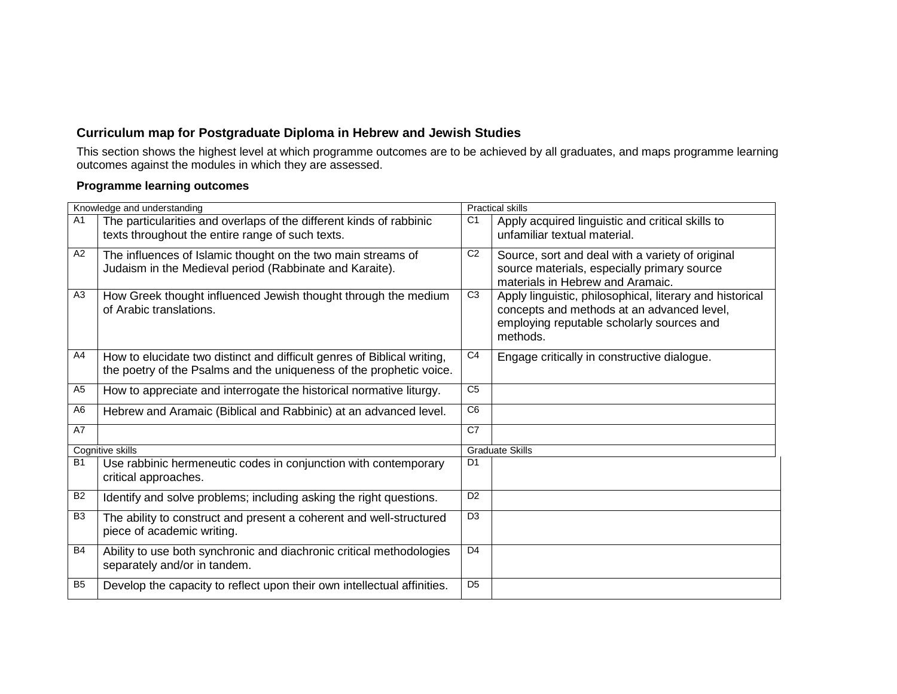### Curriculum map for Postgraduate Diploma in Hebrew and Jewish Studies

This section shows the highest level at which programme outcomes are to be achieved by all graduates, and maps programme learning outcomes against the modules in which they are assessed.

**Programme learning outcomes**

| Knowledge and understanding | | Practical skills | |
|---|---|---|---|
| A1 | The particularities and overlaps of the different kinds of rabbinic texts throughout the entire range of such texts. | C1 | Apply acquired linguistic and critical skills to unfamiliar textual material. |
| A2 | The influences of Islamic thought on the two main streams of Judaism in the Medieval period (Rabbinate and Karaite). | C2 | Source, sort and deal with a variety of original source materials, especially primary source materials in Hebrew and Aramaic. |
| A3 | How Greek thought influenced Jewish thought through the medium of Arabic translations. | C3 | Apply linguistic, philosophical, literary and historical concepts and methods at an advanced level, employing reputable scholarly sources and methods. |
| A4 | How to elucidate two distinct and difficult genres of Biblical writing, the poetry of the Psalms and the uniqueness of the prophetic voice. | C4 | Engage critically in constructive dialogue. |
| A5 | How to appreciate and interrogate the historical normative liturgy. | C5 | |
| A6 | Hebrew and Aramaic (Biblical and Rabbinic) at an advanced level. | C6 | |
| A7 | | C7 | |
| **Cognitive skills** | | **Graduate Skills** | |
| B1 | Use rabbinic hermeneutic codes in conjunction with contemporary critical approaches. | D1 | |
| B2 | Identify and solve problems; including asking the right questions. | D2 | |
| B3 | The ability to construct and present a coherent and well-structured piece of academic writing. | D3 | |
| B4 | Ability to use both synchronic and diachronic critical methodologies separately and/or in tandem. | D4 | |
| B5 | Develop the capacity to reflect upon their own intellectual affinities. | D5 | |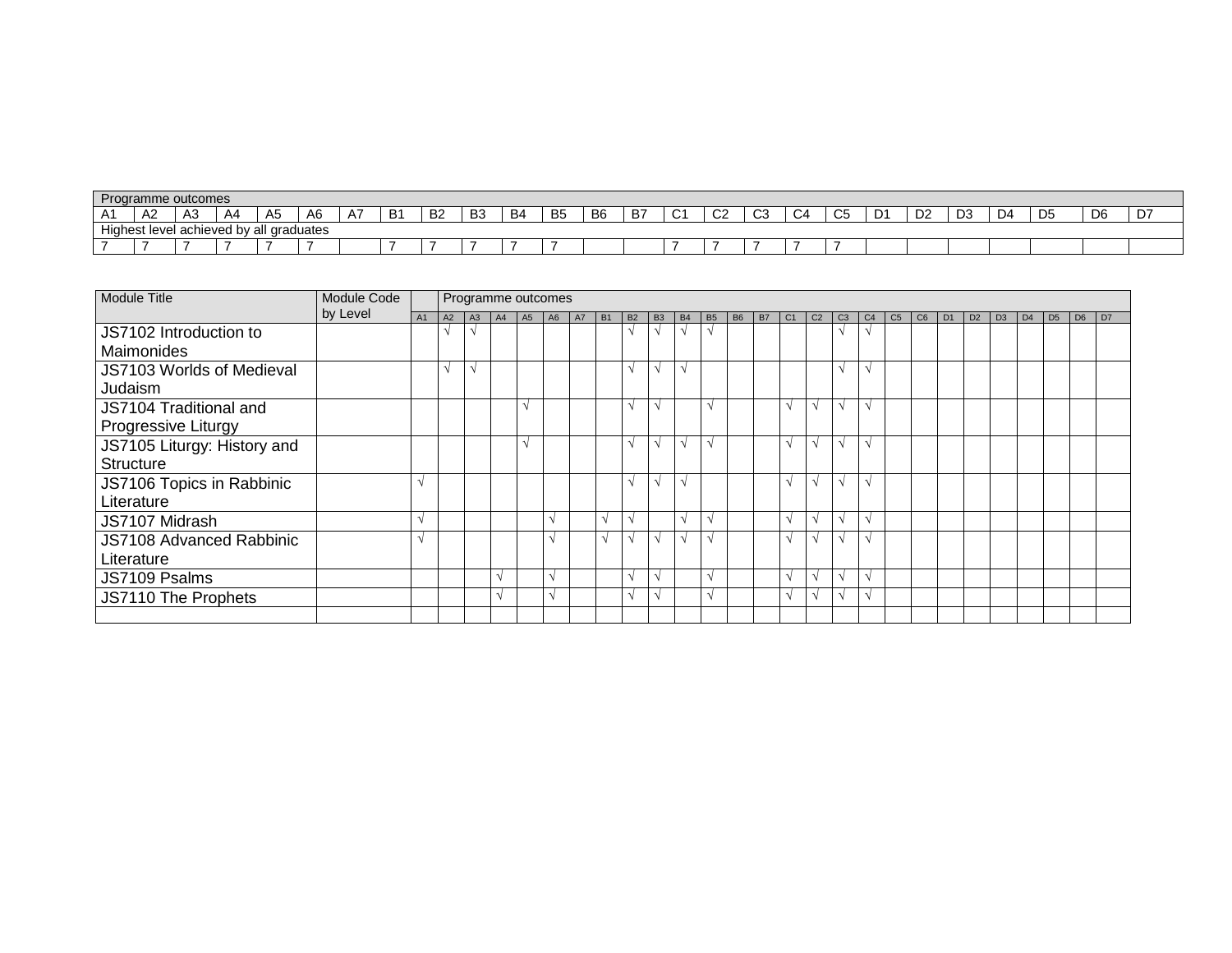| Programme outcomes | | | | | | | | | | | | | | | | | | | | | | | | | |
|---|---|---|---|---|---|---|---|---|---|---|---|---|---|---|---|---|---|---|---|---|---|---|---|---|---|
| A1 | A2 | A3 | A4 | A5 | A6 | A7 | B1 | B2 | B3 | B4 | B5 | B6 | B7 | C1 | C2 | C3 | C4 | C5 | D1 | D2 | D3 | D4 | D5 | D6 | D7 |
| Highest level achieved by all graduates | | | | | | | | | | | | | | | | | | | | | | | | | |
| 7 | 7 | 7 | 7 | 7 | 7 | | 7 | 7 | 7 | 7 | 7 | | | 7 | 7 | 7 | 7 | 7 | | | | | | | |

| Module Title | Module Code by Level | Programme outcomes | | | | | | | | | | | | | | | | | | | | | | | | | |
|---|---|---|---|---|---|---|---|---|---|---|---|---|---|---|---|---|---|---|---|---|---|---|---|---|---|---|---|
| | | A1 | A2 | A3 | A4 | A5 | A6 | A7 | B1 | B2 | B3 | B4 | B5 | B6 | B7 | C1 | C2 | C3 | C4 | C5 | C6 | D1 | D2 | D3 | D4 | D5 | D6 | D7 |
| JS7102 Introduction to Maimonides | | | √ | √ | | | | | | √ | √ | √ | √ | | | | | √ | √ | | | | | | | | | |
| JS7103 Worlds of Medieval Judaism | | | √ | √ | | | | | | √ | √ | √ | | | | | | √ | √ | | | | | | | | | |
| JS7104 Traditional and Progressive Liturgy | | | | | | √ | | | | √ | √ | | √ | | | √ | √ | √ | √ | | | | | | | | | |
| JS7105 Liturgy: History and Structure | | | | | | √ | | | | √ | √ | √ | √ | | | √ | √ | √ | √ | | | | | | | | | |
| JS7106 Topics in Rabbinic Literature | | √ | | | | | | | | √ | √ | √ | | | | √ | √ | √ | √ | | | | | | | | | |
| JS7107 Midrash | | √ | | | | | √ | | √ | √ | | √ | √ | | | √ | √ | √ | √ | | | | | | | | | |
| JS7108 Advanced Rabbinic Literature | | √ | | | | | √ | | √ | √ | √ | √ | √ | | | √ | √ | √ | √ | | | | | | | | | |
| JS7109 Psalms | | | | | √ | | √ | | | √ | √ | | √ | | | √ | √ | √ | √ | | | | | | | | | |
| JS7110 The Prophets | | | | | √ | | √ | | | √ | √ | | √ | | | √ | √ | √ | √ | | | | | | | | | |
| | | | | | | | | | | | | | | | | | | | | | | | | | | | | |